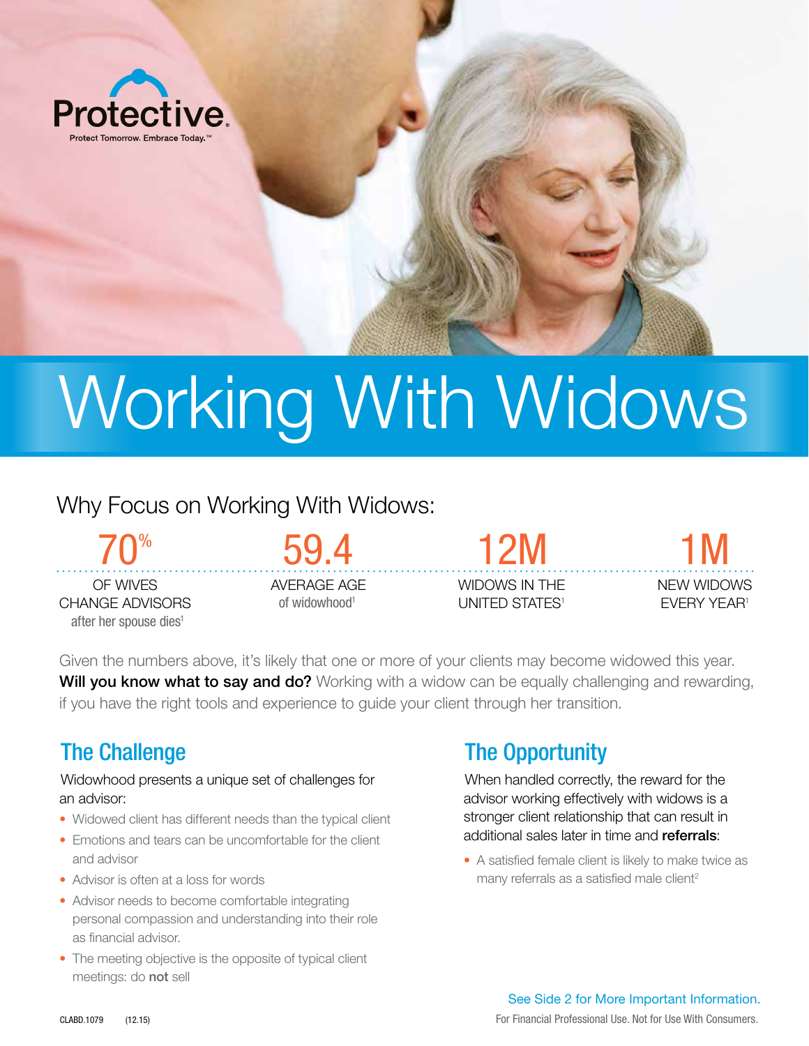Protective

Protect Tomorrow. Embrace Today.™

# Working With Widows

## Why Focus on Working With Widows:

**70%** OF WIVES CHANGE ADVISORS after her spouse dies[1]

**59.4** AVERAGE AGE of widowhood[1]

**12M** WIDOWS IN THE UNITED STATES[1]

**1M** NEW WIDOWS EVERY YEAR[1]

Given the numbers above, it's likely that one or more of your clients may become widowed this year. **Will you know what to say and do?** Working with a widow can be equally challenging and rewarding, if you have the right tools and experience to guide your client through her transition.

## The Challenge

Widowhood presents a unique set of challenges for an advisor:

- Widowed client has different needs than the typical client
- Emotions and tears can be uncomfortable for the client and advisor
- Advisor is often at a loss for words
- Advisor needs to become comfortable integrating personal compassion and understanding into their role as financial advisor.
- The meeting objective is the opposite of typical client meetings: do **not** sell

## The Opportunity

When handled correctly, the reward for the advisor working effectively with widows is a stronger client relationship that can result in additional sales later in time and **referrals**:

- A satisfied female client is likely to make twice as many referrals as a satisfied male client[2]

See Side 2 for More Important Information.

CLABD.1079 (12.15)

For Financial Professional Use. Not for Use With Consumers.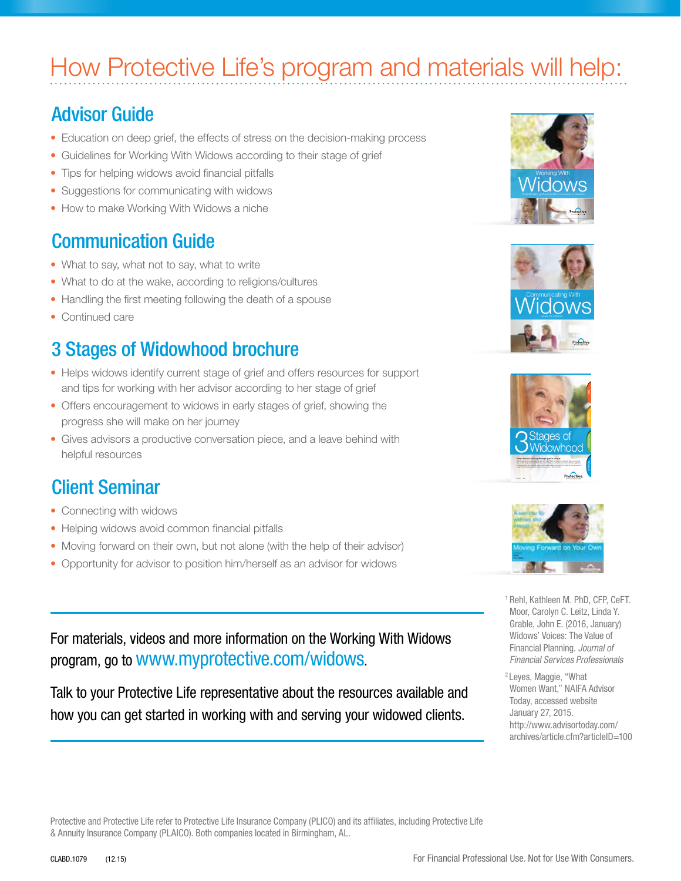# How Protective Life's program and materials will help:

## Advisor Guide

- Education on deep grief, the effects of stress on the decision-making process
- Guidelines for Working With Widows according to their stage of grief
- Tips for helping widows avoid financial pitfalls
- Suggestions for communicating with widows
- How to make Working With Widows a niche

## Communication Guide

- What to say, what not to say, what to write
- What to do at the wake, according to religions/cultures
- Handling the first meeting following the death of a spouse
- Continued care

## 3 Stages of Widowhood brochure

- Helps widows identify current stage of grief and offers resources for support and tips for working with her advisor according to her stage of grief
- Offers encouragement to widows in early stages of grief, showing the progress she will make on her journey
- Gives advisors a productive conversation piece, and a leave behind with helpful resources

## Client Seminar

- Connecting with widows
- Helping widows avoid common financial pitfalls
- Moving forward on their own, but not alone (with the help of their advisor)
- Opportunity for advisor to position him/herself as an advisor for widows

For materials, videos and more information on the Working With Widows program, go to www.myprotective.com/widows.

Talk to your Protective Life representative about the resources available and how you can get started in working with and serving your widowed clients.

[1] Rehl, Kathleen M. PhD, CFP, CeFT. Moor, Carolyn C. Leitz, Linda Y. Grable, John E. (2016, January) Widows' Voices: The Value of Financial Planning. *Journal of Financial Services Professionals*

[2] Leyes, Maggie, "What Women Want," NAIFA Advisor Today, accessed website January 27, 2015. http://www.advisortoday.com/archives/article.cfm?articleID=100

Protective and Protective Life refer to Protective Life Insurance Company (PLICO) and its affiliates, including Protective Life & Annuity Insurance Company (PLAICO). Both companies located in Birmingham, AL.

CLABD.1079 (12.15)

For Financial Professional Use. Not for Use With Consumers.